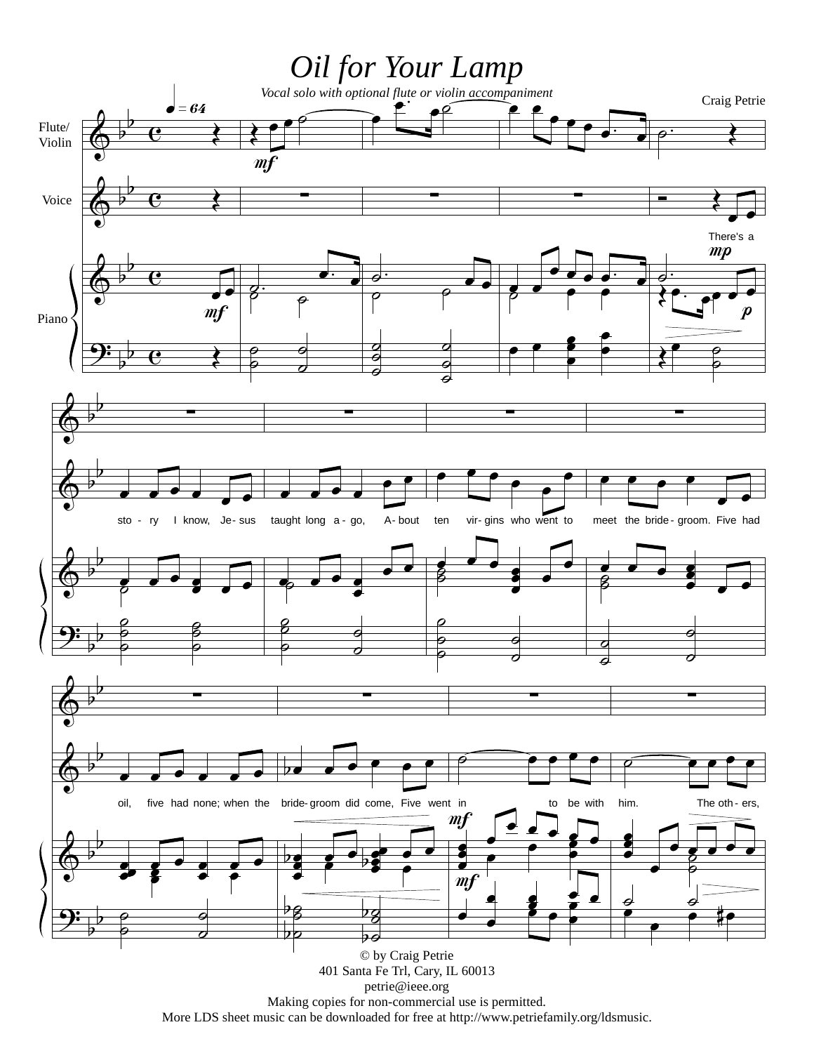# *Oil for Your Lamp*

*Vocal solo with optional flute or violin accompaniment*

Craig Petrie

There's a story I know, Jesus taught long ago, About ten virgins who went to meet the bridegroom. Five had oil, five had none; when the bridegroom did come, Five went in to be with him. The others,

© by Craig Petrie
401 Santa Fe Trl, Cary, IL 60013
petrie@ieee.org
Making copies for non-commercial use is permitted.
More LDS sheet music can be downloaded for free at http://www.petriefamily.org/ldsmusic.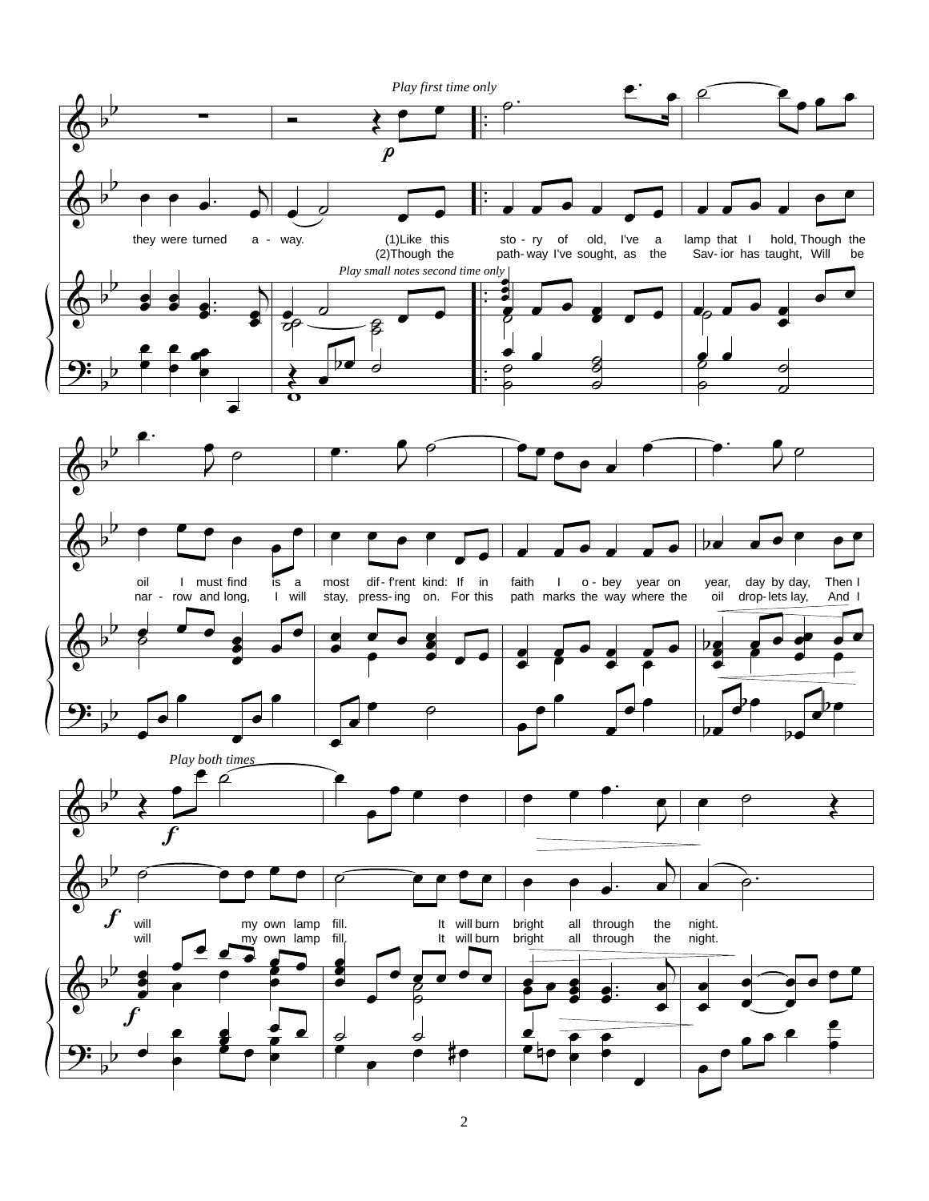*Play first time only*

*Play small notes second time only*

*Play both times*

they were turned a - way. (1)Like this sto - ry of old, I've a lamp that I hold, Though the oil I must find is a most dif - f'rent kind: If in faith I o - bey year on year, day by day, Then I will my own lamp fill. It will burn bright all through the night.

(2)Though the path - way I've sought, as the Sav - ior has taught, Will be nar - row and long, I will stay, press - ing on. For this path marks the way where the oil drop - lets lay, And I will my own lamp fill. It will burn bright all through the night.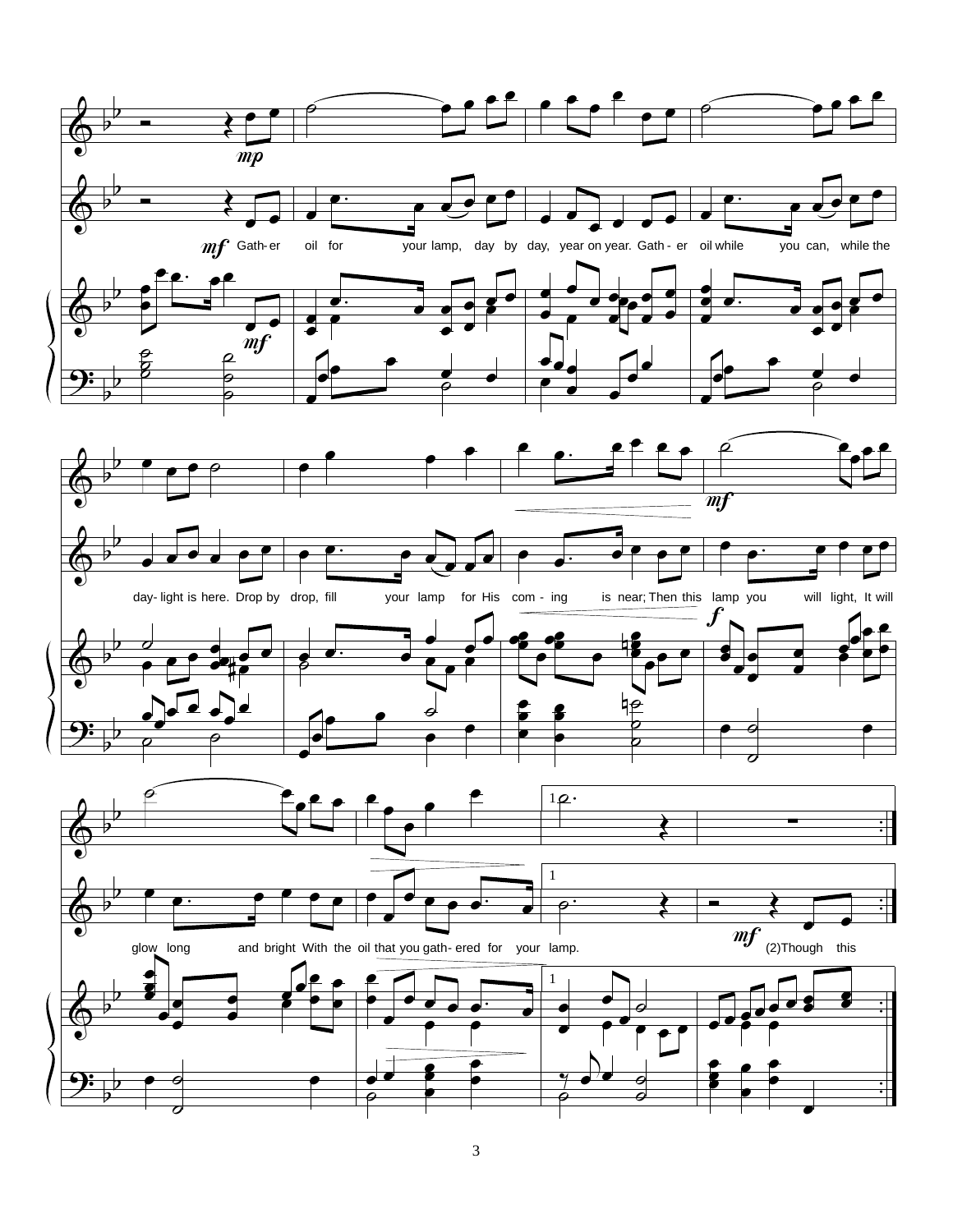*mp*

*mf* Gath- er oil for your lamp, day by day, year on year. Gath - er oil while you can, while the day- light is here. Drop by drop, fill your lamp for His com - ing is near; Then this lamp you will light, It will glow long and bright With the oil that you gath- ered for your lamp.

1

*mf* (2)Though this

*f*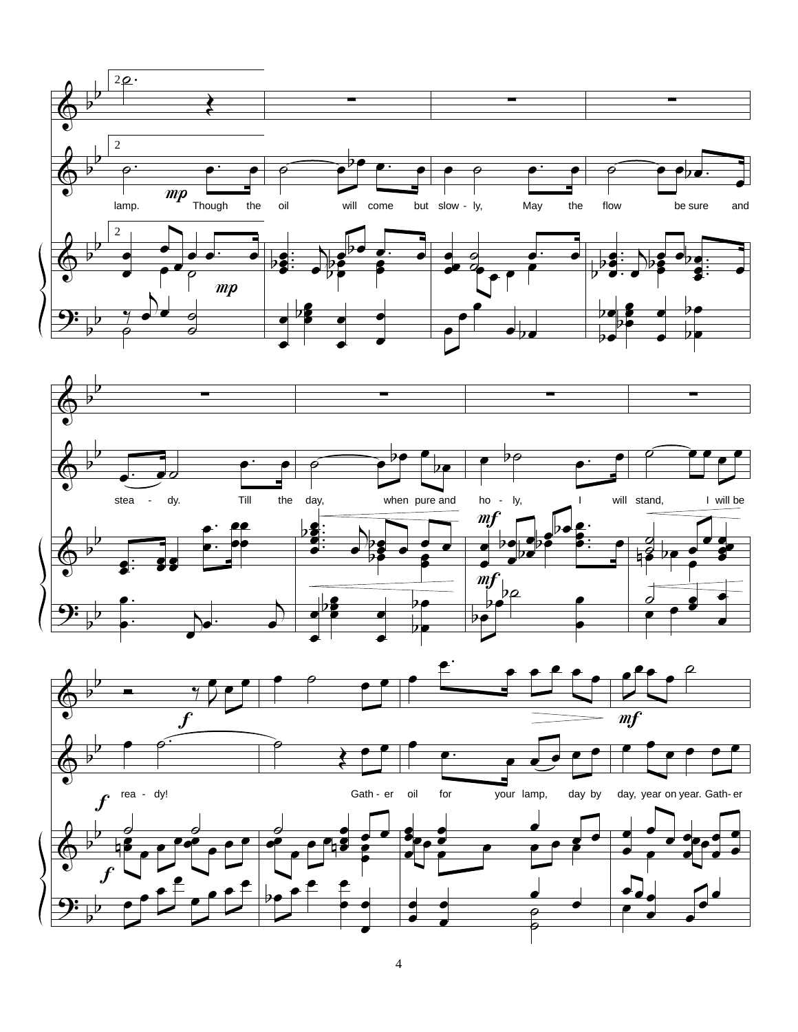lamp. Though the oil will come but slow - ly, May the flow be sure and

stea - dy. Till the day, when pure and ho - ly, I will stand, I will be

rea - dy! Gath - er oil for your lamp, day by day, year on year. Gath- er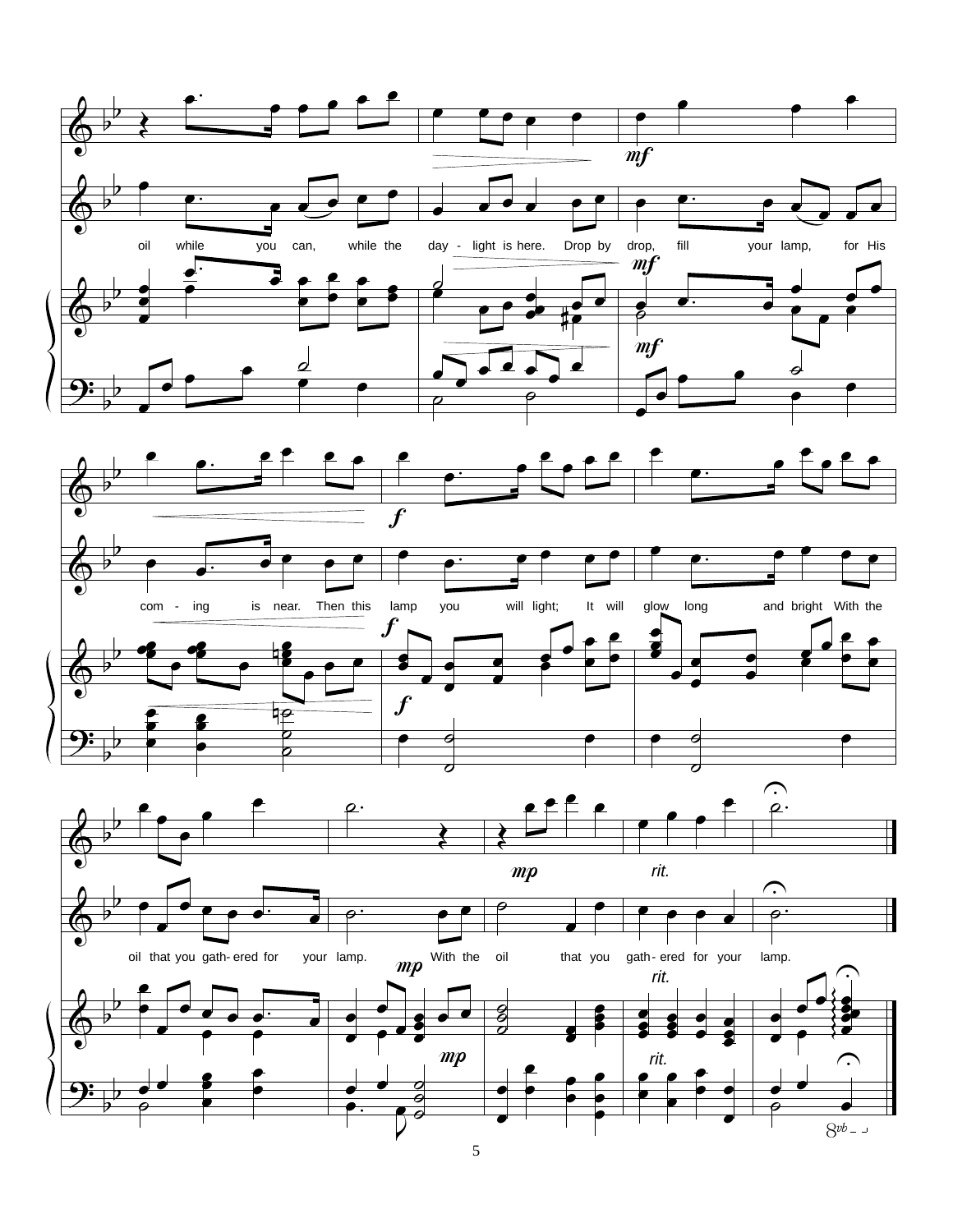oil while you can, while the day - light is here. Drop by drop, fill your lamp, for His

com - ing is near. Then this lamp you will light; It will glow long and bright With the

oil that you gath- ered for your lamp. With the oil that you gath - ered for your lamp.